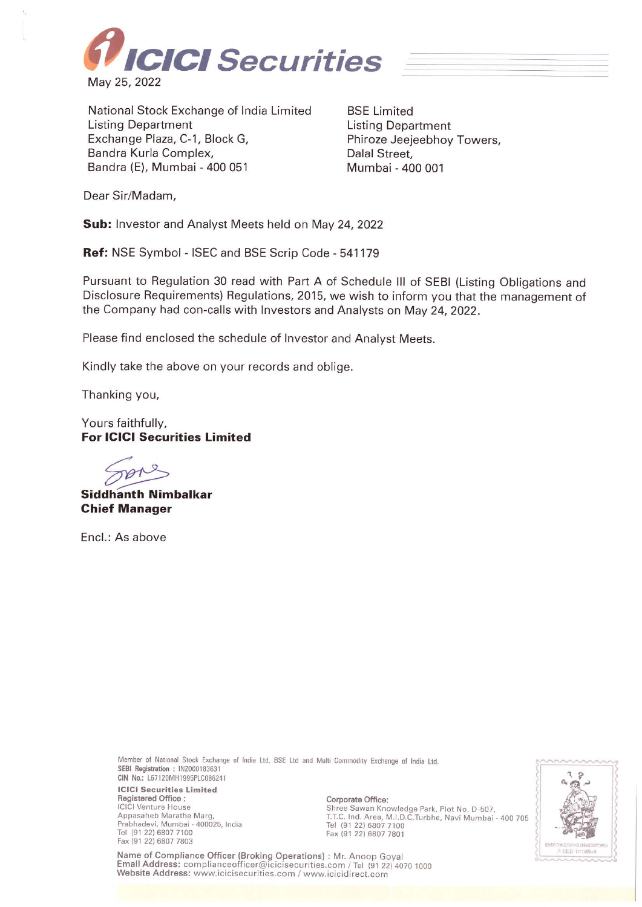# ICICI Securities

May 25, 2022

National Stock Exchange of India Limited
Listing Department
Exchange Plaza, C-1, Block G,
Bandra Kurla Complex,
Bandra (E), Mumbai - 400 051

BSE Limited
Listing Department
Phiroze Jeejeebhoy Towers,
Dalal Street,
Mumbai - 400 001

Dear Sir/Madam,

**Sub:** Investor and Analyst Meets held on May 24, 2022

**Ref:** NSE Symbol - ISEC and BSE Scrip Code - 541179

Pursuant to Regulation 30 read with Part A of Schedule III of SEBI (Listing Obligations and Disclosure Requirements) Regulations, 2015, we wish to inform you that the management of the Company had con-calls with Investors and Analysts on May 24, 2022.

Please find enclosed the schedule of Investor and Analyst Meets.

Kindly take the above on your records and oblige.

Thanking you,

Yours faithfully,
**For ICICI Securities Limited**

**Siddhanth Nimbalkar**
**Chief Manager**

Encl.: As above

Member of National Stock Exchange of India Ltd, BSE Ltd and Multi Commodity Exchange of India Ltd.
**SEBI Registration :** INZ000183631
**CIN No.:** L67120MH1995PLC086241

**ICICI Securities Limited**
**Registered Office :**
ICICI Venture House
Appasaheb Marathe Marg,
Prabhadevi, Mumbai - 400025, India
Tel (91 22) 6807 7100
Fax (91 22) 6807 7803

**Corporate Office:**
Shree Sawan Knowledge Park, Plot No. D-507,
T.T.C. Ind. Area, M.I.D.C,Turbhe, Navi Mumbai - 400 705
Tel (91 22) 6807 7100
Fax (91 22) 6807 7801

**Name of Compliance Officer (Broking Operations) :** Mr. Anoop Goyal
**Email Address:** complianceofficer@icicisecurities.com / Tel (91 22) 4070 1000
**Website Address:** www.icicisecurities.com / www.icicidirect.com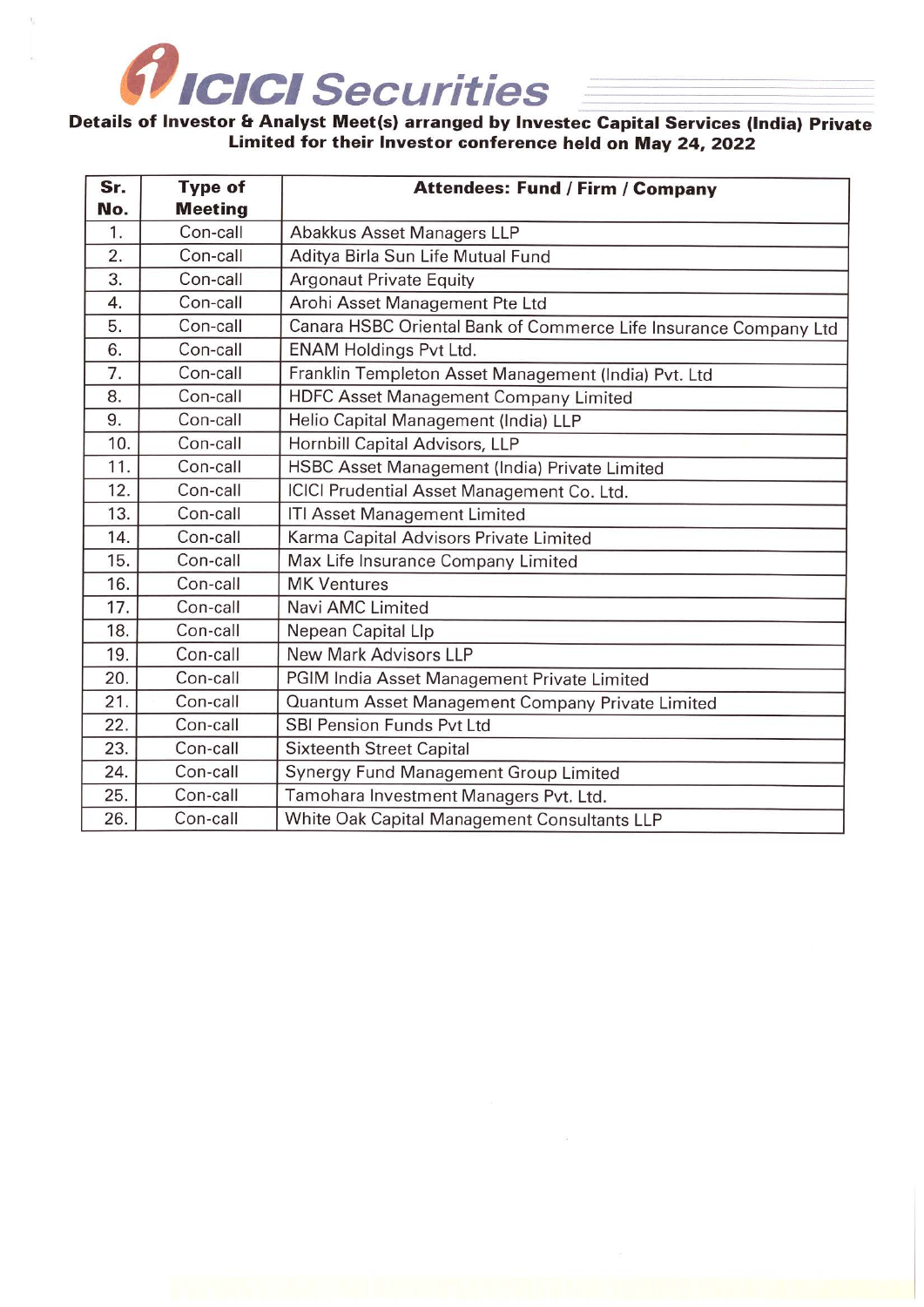ICICI Securities

**Details of Investor & Analyst Meet(s) arranged by Investec Capital Services (India) Private Limited for their Investor conference held on May 24, 2022**

| Sr. No. | Type of Meeting | Attendees: Fund / Firm / Company |
|---|---|---|
| 1. | Con-call | Abakkus Asset Managers LLP |
| 2. | Con-call | Aditya Birla Sun Life Mutual Fund |
| 3. | Con-call | Argonaut Private Equity |
| 4. | Con-call | Arohi Asset Management Pte Ltd |
| 5. | Con-call | Canara HSBC Oriental Bank of Commerce Life Insurance Company Ltd |
| 6. | Con-call | ENAM Holdings Pvt Ltd. |
| 7. | Con-call | Franklin Templeton Asset Management (India) Pvt. Ltd |
| 8. | Con-call | HDFC Asset Management Company Limited |
| 9. | Con-call | Helio Capital Management (India) LLP |
| 10. | Con-call | Hornbill Capital Advisors, LLP |
| 11. | Con-call | HSBC Asset Management (India) Private Limited |
| 12. | Con-call | ICICI Prudential Asset Management Co. Ltd. |
| 13. | Con-call | ITI Asset Management Limited |
| 14. | Con-call | Karma Capital Advisors Private Limited |
| 15. | Con-call | Max Life Insurance Company Limited |
| 16. | Con-call | MK Ventures |
| 17. | Con-call | Navi AMC Limited |
| 18. | Con-call | Nepean Capital Llp |
| 19. | Con-call | New Mark Advisors LLP |
| 20. | Con-call | PGIM India Asset Management Private Limited |
| 21. | Con-call | Quantum Asset Management Company Private Limited |
| 22. | Con-call | SBI Pension Funds Pvt Ltd |
| 23. | Con-call | Sixteenth Street Capital |
| 24. | Con-call | Synergy Fund Management Group Limited |
| 25. | Con-call | Tamohara Investment Managers Pvt. Ltd. |
| 26. | Con-call | White Oak Capital Management Consultants LLP |